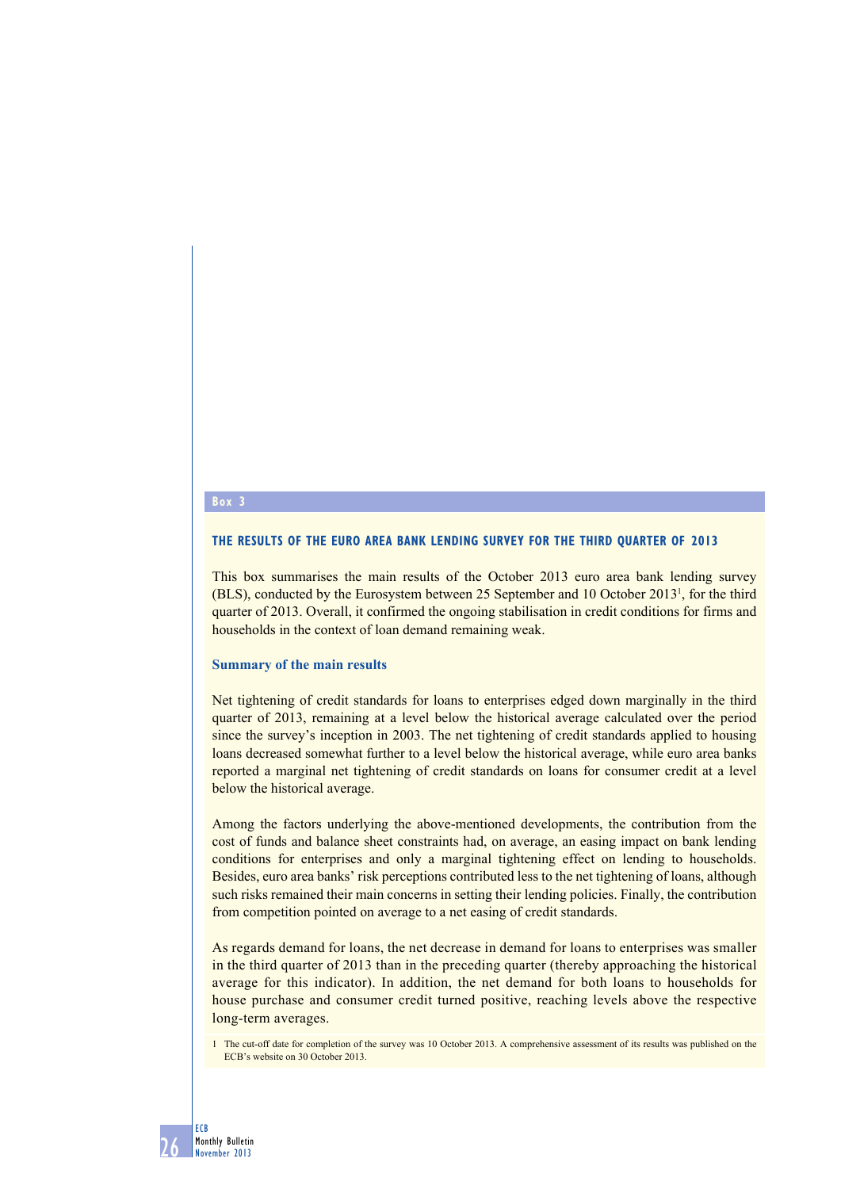Box 3

## THE RESULTS OF THE EURO AREA BANK LENDING SURVEY FOR THE THIRD QUARTER OF 2013

This box summarises the main results of the October 2013 euro area bank lending survey (BLS), conducted by the Eurosystem between 25 September and 10 October 2013[1], for the third quarter of 2013. Overall, it confirmed the ongoing stabilisation in credit conditions for firms and households in the context of loan demand remaining weak.

### Summary of the main results

Net tightening of credit standards for loans to enterprises edged down marginally in the third quarter of 2013, remaining at a level below the historical average calculated over the period since the survey's inception in 2003. The net tightening of credit standards applied to housing loans decreased somewhat further to a level below the historical average, while euro area banks reported a marginal net tightening of credit standards on loans for consumer credit at a level below the historical average.

Among the factors underlying the above-mentioned developments, the contribution from the cost of funds and balance sheet constraints had, on average, an easing impact on bank lending conditions for enterprises and only a marginal tightening effect on lending to households. Besides, euro area banks' risk perceptions contributed less to the net tightening of loans, although such risks remained their main concerns in setting their lending policies. Finally, the contribution from competition pointed on average to a net easing of credit standards.

As regards demand for loans, the net decrease in demand for loans to enterprises was smaller in the third quarter of 2013 than in the preceding quarter (thereby approaching the historical average for this indicator). In addition, the net demand for both loans to households for house purchase and consumer credit turned positive, reaching levels above the respective long-term averages.

1 The cut-off date for completion of the survey was 10 October 2013. A comprehensive assessment of its results was published on the ECB's website on 30 October 2013.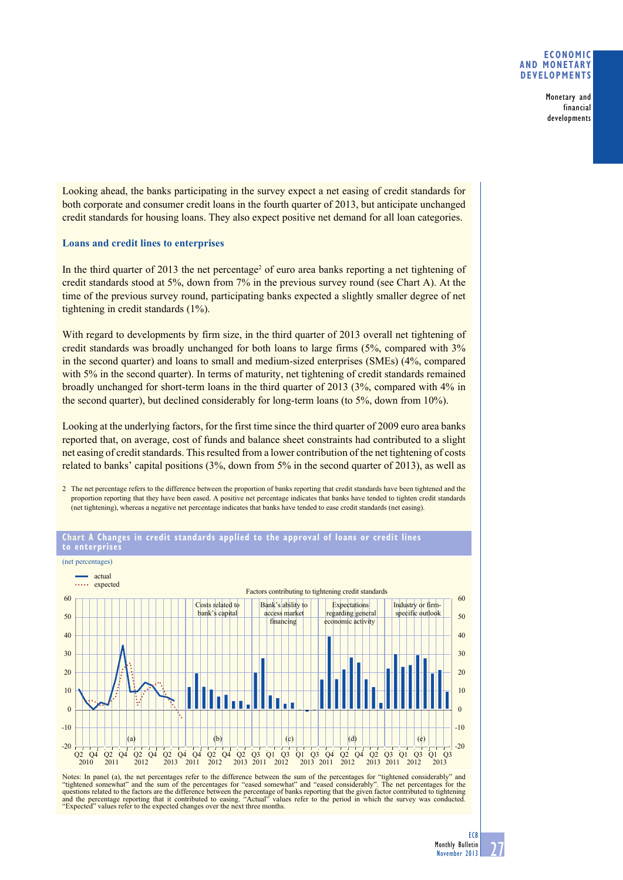Looking ahead, the banks participating in the survey expect a net easing of credit standards for both corporate and consumer credit loans in the fourth quarter of 2013, but anticipate unchanged credit standards for housing loans. They also expect positive net demand for all loan categories.

### Loans and credit lines to enterprises

In the third quarter of 2013 the net percentage[2] of euro area banks reporting a net tightening of credit standards stood at 5%, down from 7% in the previous survey round (see Chart A). At the time of the previous survey round, participating banks expected a slightly smaller degree of net tightening in credit standards (1%).

With regard to developments by firm size, in the third quarter of 2013 overall net tightening of credit standards was broadly unchanged for both loans to large firms (5%, compared with 3% in the second quarter) and loans to small and medium-sized enterprises (SMEs) (4%, compared with 5% in the second quarter). In terms of maturity, net tightening of credit standards remained broadly unchanged for short-term loans in the third quarter of 2013 (3%, compared with 4% in the second quarter), but declined considerably for long-term loans (to 5%, down from 10%).

Looking at the underlying factors, for the first time since the third quarter of 2009 euro area banks reported that, on average, cost of funds and balance sheet constraints had contributed to a slight net easing of credit standards. This resulted from a lower contribution of the net tightening of costs related to banks' capital positions (3%, down from 5% in the second quarter of 2013), as well as

2 The net percentage refers to the difference between the proportion of banks reporting that credit standards have been tightened and the proportion reporting that they have been eased. A positive net percentage indicates that banks have tended to tighten credit standards (net tightening), whereas a negative net percentage indicates that banks have tended to ease credit standards (net easing).

**Chart A Changes in credit standards applied to the approval of loans or credit lines to enterprises**

(net percentages)

Notes: In panel (a), the net percentages refer to the difference between the sum of the percentages for "tightened considerably" and "tightened somewhat" and the sum of the percentages for "eased somewhat" and "eased considerably". The net percentages for the questions related to the factors are the difference between the percentage of banks reporting that the given factor contributed to tightening and the percentage reporting that it contributed to easing. "Actual" values refer to the period in which the survey was conducted. "Expected" values refer to the expected changes over the next three months.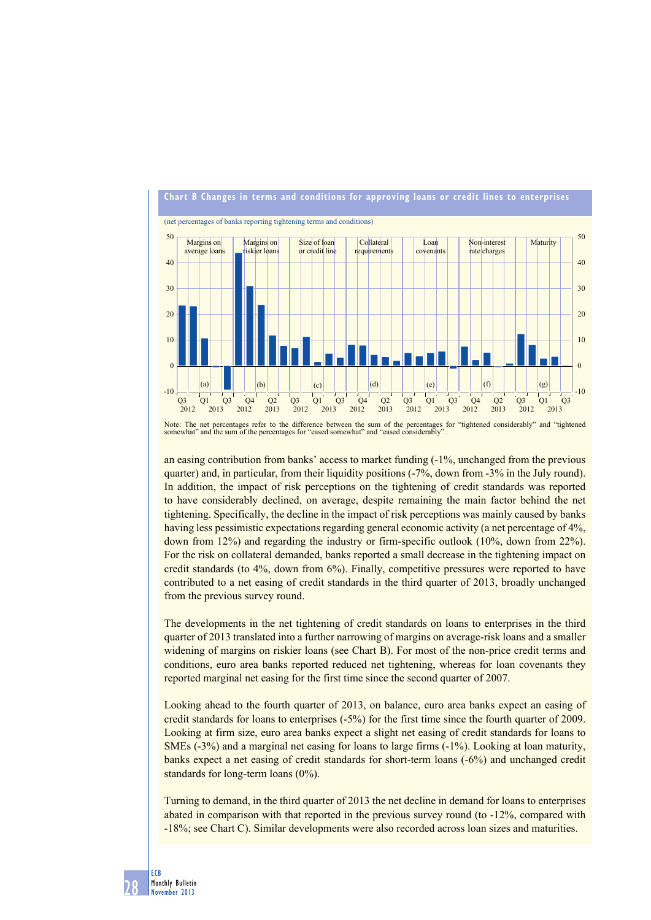**Chart B Changes in terms and conditions for approving loans or credit lines to enterprises**

(net percentages of banks reporting tightening terms and conditions)

Note: The net percentages refer to the difference between the sum of the percentages for "tightened considerably" and "tightened somewhat" and the sum of the percentages for "eased somewhat" and "eased considerably".

an easing contribution from banks' access to market funding (-1%, unchanged from the previous quarter) and, in particular, from their liquidity positions (-7%, down from -3% in the July round). In addition, the impact of risk perceptions on the tightening of credit standards was reported to have considerably declined, on average, despite remaining the main factor behind the net tightening. Specifically, the decline in the impact of risk perceptions was mainly caused by banks having less pessimistic expectations regarding general economic activity (a net percentage of 4%, down from 12%) and regarding the industry or firm-specific outlook (10%, down from 22%). For the risk on collateral demanded, banks reported a small decrease in the tightening impact on credit standards (to 4%, down from 6%). Finally, competitive pressures were reported to have contributed to a net easing of credit standards in the third quarter of 2013, broadly unchanged from the previous survey round.

The developments in the net tightening of credit standards on loans to enterprises in the third quarter of 2013 translated into a further narrowing of margins on average-risk loans and a smaller widening of margins on riskier loans (see Chart B). For most of the non-price credit terms and conditions, euro area banks reported reduced net tightening, whereas for loan covenants they reported marginal net easing for the first time since the second quarter of 2007.

Looking ahead to the fourth quarter of 2013, on balance, euro area banks expect an easing of credit standards for loans to enterprises (-5%) for the first time since the fourth quarter of 2009. Looking at firm size, euro area banks expect a slight net easing of credit standards for loans to SMEs (-3%) and a marginal net easing for loans to large firms (-1%). Looking at loan maturity, banks expect a net easing of credit standards for short-term loans (-6%) and unchanged credit standards for long-term loans (0%).

Turning to demand, in the third quarter of 2013 the net decline in demand for loans to enterprises abated in comparison with that reported in the previous survey round (to -12%, compared with -18%; see Chart C). Similar developments were also recorded across loan sizes and maturities.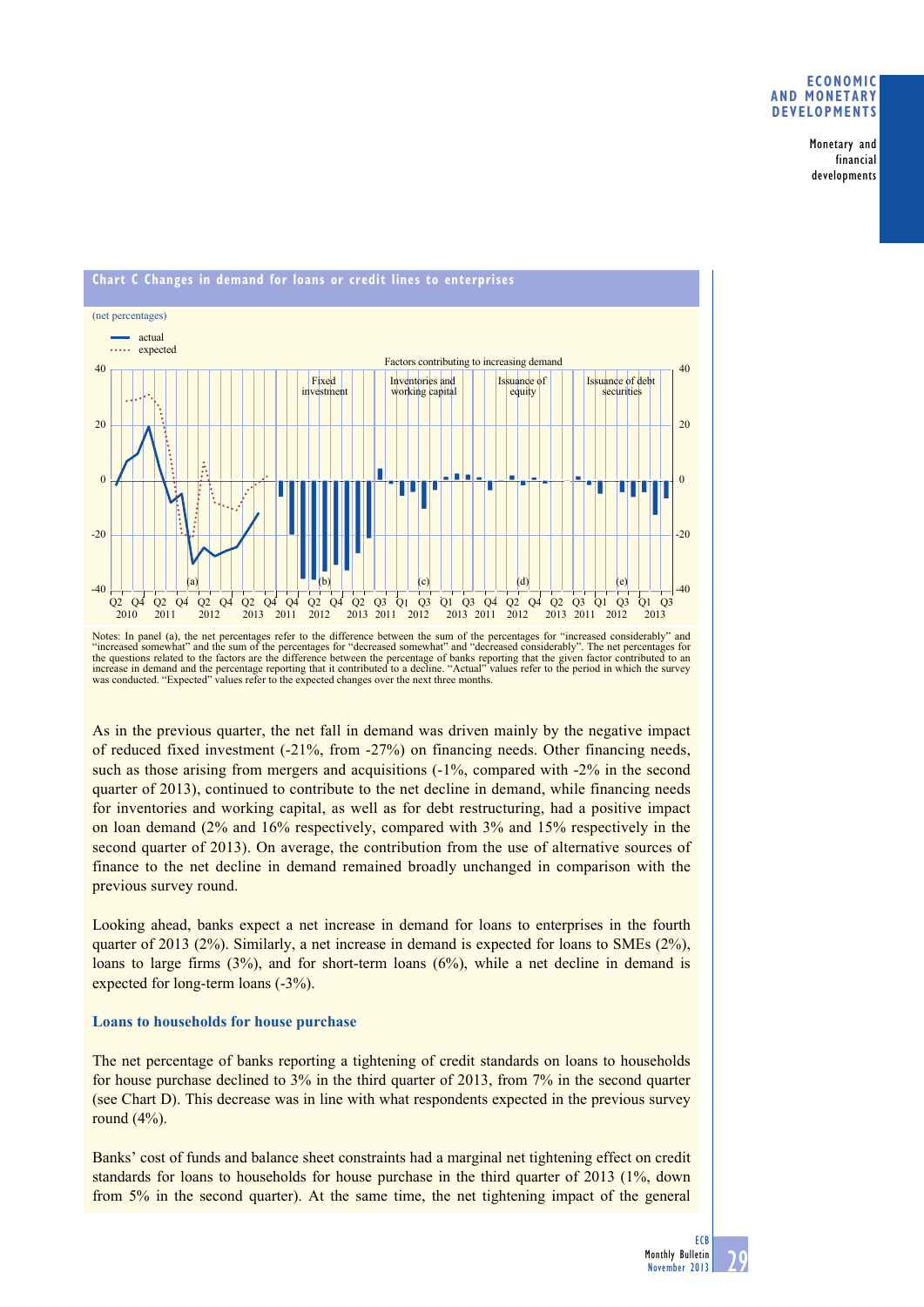**Chart C Changes in demand for loans or credit lines to enterprises**

(net percentages)

Notes: In panel (a), the net percentages refer to the difference between the sum of the percentages for "increased considerably" and "increased somewhat" and the sum of the percentages for "decreased somewhat" and "decreased considerably". The net percentages for the questions related to the factors are the difference between the percentage of banks reporting that the given factor contributed to an increase in demand and the percentage reporting that it contributed to a decline. "Actual" values refer to the period in which the survey was conducted. "Expected" values refer to the expected changes over the next three months.

As in the previous quarter, the net fall in demand was driven mainly by the negative impact of reduced fixed investment (-21%, from -27%) on financing needs. Other financing needs, such as those arising from mergers and acquisitions (-1%, compared with -2% in the second quarter of 2013), continued to contribute to the net decline in demand, while financing needs for inventories and working capital, as well as for debt restructuring, had a positive impact on loan demand (2% and 16% respectively, compared with 3% and 15% respectively in the second quarter of 2013). On average, the contribution from the use of alternative sources of finance to the net decline in demand remained broadly unchanged in comparison with the previous survey round.

Looking ahead, banks expect a net increase in demand for loans to enterprises in the fourth quarter of 2013 (2%). Similarly, a net increase in demand is expected for loans to SMEs (2%), loans to large firms (3%), and for short-term loans (6%), while a net decline in demand is expected for long-term loans (-3%).

### Loans to households for house purchase

The net percentage of banks reporting a tightening of credit standards on loans to households for house purchase declined to 3% in the third quarter of 2013, from 7% in the second quarter (see Chart D). This decrease was in line with what respondents expected in the previous survey round (4%).

Banks' cost of funds and balance sheet constraints had a marginal net tightening effect on credit standards for loans to households for house purchase in the third quarter of 2013 (1%, down from 5% in the second quarter). At the same time, the net tightening impact of the general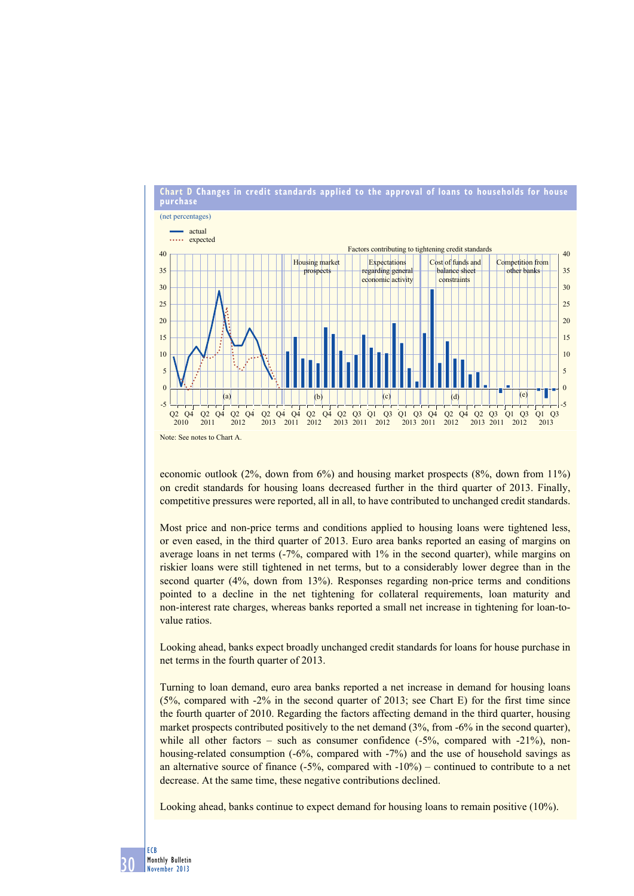**Chart D Changes in credit standards applied to the approval of loans to households for house purchase**

(net percentages)

Note: See notes to Chart A.

economic outlook (2%, down from 6%) and housing market prospects (8%, down from 11%) on credit standards for housing loans decreased further in the third quarter of 2013. Finally, competitive pressures were reported, all in all, to have contributed to unchanged credit standards.

Most price and non-price terms and conditions applied to housing loans were tightened less, or even eased, in the third quarter of 2013. Euro area banks reported an easing of margins on average loans in net terms (-7%, compared with 1% in the second quarter), while margins on riskier loans were still tightened in net terms, but to a considerably lower degree than in the second quarter (4%, down from 13%). Responses regarding non-price terms and conditions pointed to a decline in the net tightening for collateral requirements, loan maturity and non-interest rate charges, whereas banks reported a small net increase in tightening for loan-to-value ratios.

Looking ahead, banks expect broadly unchanged credit standards for loans for house purchase in net terms in the fourth quarter of 2013.

Turning to loan demand, euro area banks reported a net increase in demand for housing loans (5%, compared with -2% in the second quarter of 2013; see Chart E) for the first time since the fourth quarter of 2010. Regarding the factors affecting demand in the third quarter, housing market prospects contributed positively to the net demand (3%, from -6% in the second quarter), while all other factors – such as consumer confidence (-5%, compared with -21%), non-housing-related consumption (-6%, compared with -7%) and the use of household savings as an alternative source of finance (-5%, compared with -10%) – continued to contribute to a net decrease. At the same time, these negative contributions declined.

Looking ahead, banks continue to expect demand for housing loans to remain positive (10%).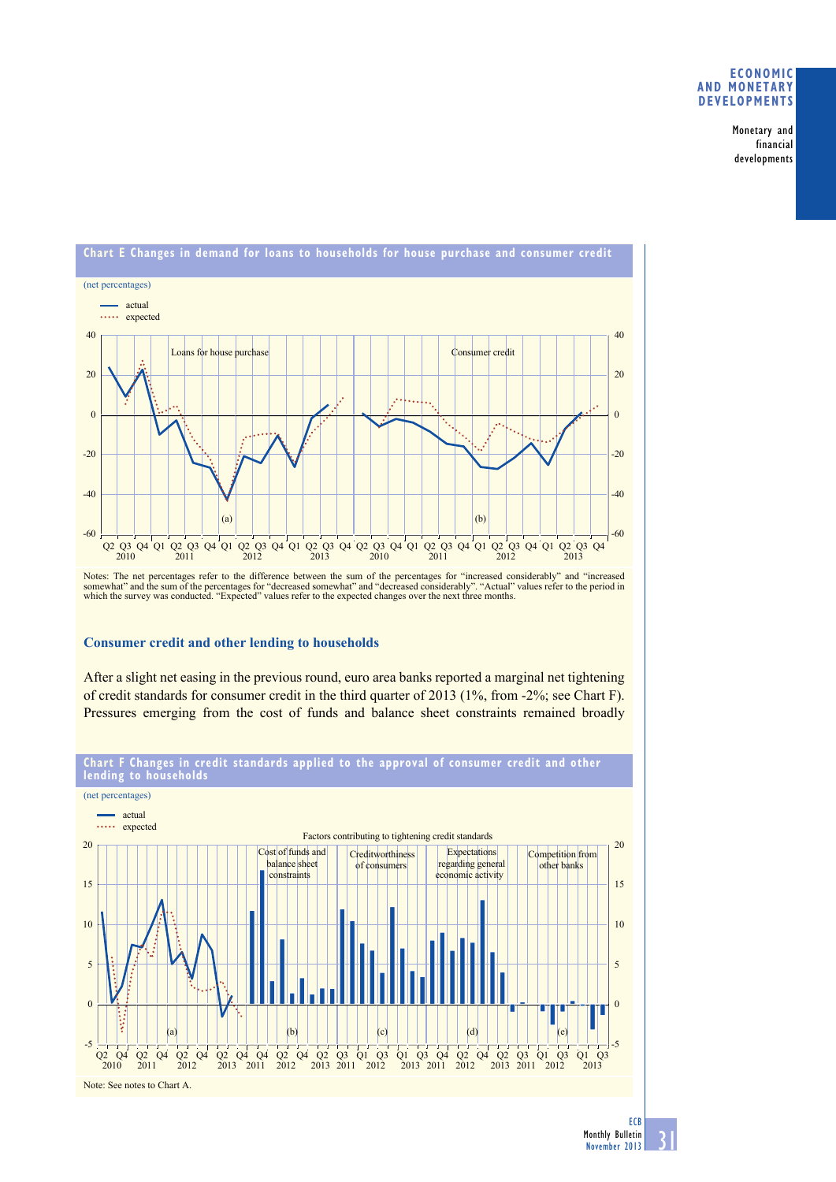**Chart E Changes in demand for loans to households for house purchase and consumer credit**

(net percentages)

Notes: The net percentages refer to the difference between the sum of the percentages for "increased considerably" and "increased somewhat" and the sum of the percentages for "decreased somewhat" and "decreased considerably". "Actual" values refer to the period in which the survey was conducted. "Expected" values refer to the expected changes over the next three months.

### Consumer credit and other lending to households

After a slight net easing in the previous round, euro area banks reported a marginal net tightening of credit standards for consumer credit in the third quarter of 2013 (1%, from -2%; see Chart F). Pressures emerging from the cost of funds and balance sheet constraints remained broadly

**Chart F Changes in credit standards applied to the approval of consumer credit and other lending to households**

(net percentages)

Note: See notes to Chart A.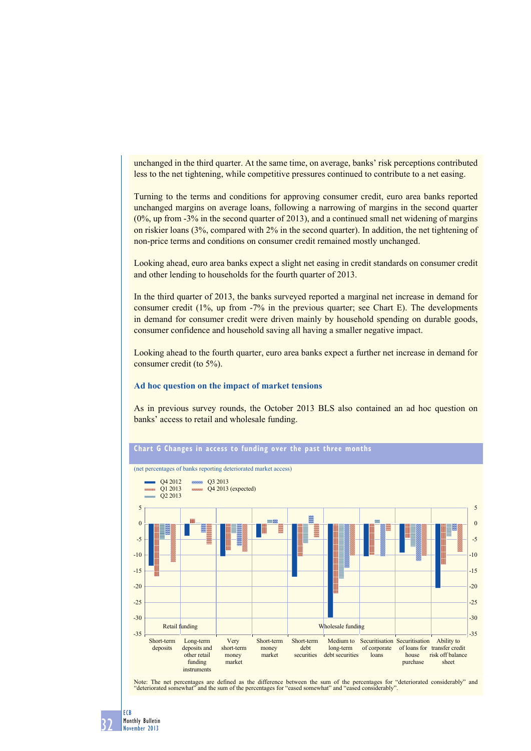unchanged in the third quarter. At the same time, on average, banks' risk perceptions contributed less to the net tightening, while competitive pressures continued to contribute to a net easing.

Turning to the terms and conditions for approving consumer credit, euro area banks reported unchanged margins on average loans, following a narrowing of margins in the second quarter (0%, up from -3% in the second quarter of 2013), and a continued small net widening of margins on riskier loans (3%, compared with 2% in the second quarter). In addition, the net tightening of non-price terms and conditions on consumer credit remained mostly unchanged.

Looking ahead, euro area banks expect a slight net easing in credit standards on consumer credit and other lending to households for the fourth quarter of 2013.

In the third quarter of 2013, the banks surveyed reported a marginal net increase in demand for consumer credit (1%, up from -7% in the previous quarter; see Chart E). The developments in demand for consumer credit were driven mainly by household spending on durable goods, consumer confidence and household saving all having a smaller negative impact.

Looking ahead to the fourth quarter, euro area banks expect a further net increase in demand for consumer credit (to 5%).

### Ad hoc question on the impact of market tensions

As in previous survey rounds, the October 2013 BLS also contained an ad hoc question on banks' access to retail and wholesale funding.

**Chart G Changes in access to funding over the past three months**

(net percentages of banks reporting deteriorated market access)

Legend: Q4 2012; Q1 2013; Q2 2013; Q3 2013; Q4 2013 (expected)

Retail funding: Short-term deposits; Long-term deposits and other retail funding instruments

Wholesale funding: Very short-term money market; Short-term money market; Short-term debt securities; Medium to long-term debt securities; Securitisation of corporate loans; Securitisation of loans for house purchase; Ability to transfer credit risk off balance sheet

Note: The net percentages are defined as the difference between the sum of the percentages for "deteriorated considerably" and "deteriorated somewhat" and the sum of the percentages for "eased somewhat" and "eased considerably".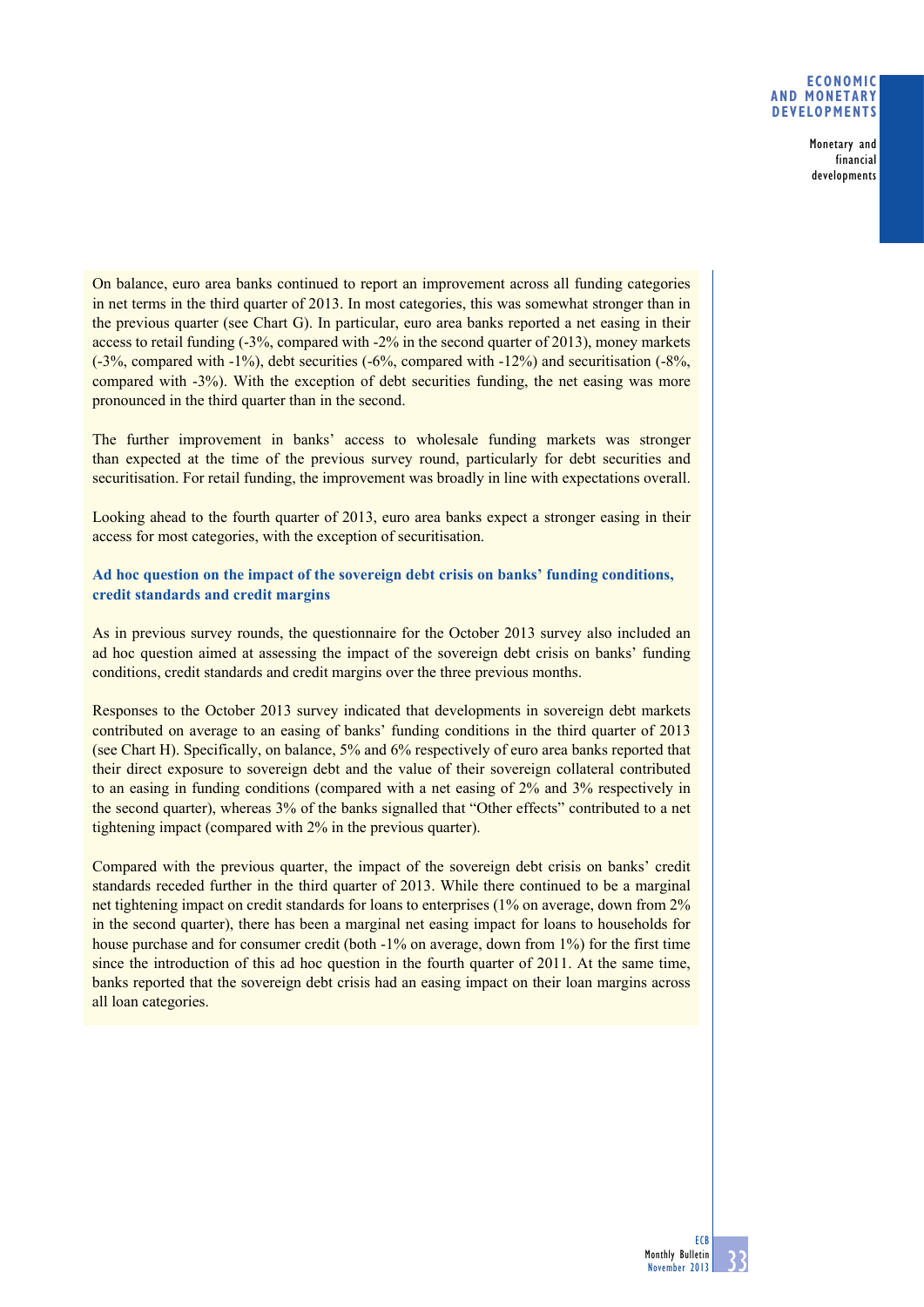On balance, euro area banks continued to report an improvement across all funding categories in net terms in the third quarter of 2013. In most categories, this was somewhat stronger than in the previous quarter (see Chart G). In particular, euro area banks reported a net easing in their access to retail funding (-3%, compared with -2% in the second quarter of 2013), money markets (-3%, compared with -1%), debt securities (-6%, compared with -12%) and securitisation (-8%, compared with -3%). With the exception of debt securities funding, the net easing was more pronounced in the third quarter than in the second.

The further improvement in banks' access to wholesale funding markets was stronger than expected at the time of the previous survey round, particularly for debt securities and securitisation. For retail funding, the improvement was broadly in line with expectations overall.

Looking ahead to the fourth quarter of 2013, euro area banks expect a stronger easing in their access for most categories, with the exception of securitisation.

### Ad hoc question on the impact of the sovereign debt crisis on banks' funding conditions, credit standards and credit margins

As in previous survey rounds, the questionnaire for the October 2013 survey also included an ad hoc question aimed at assessing the impact of the sovereign debt crisis on banks' funding conditions, credit standards and credit margins over the three previous months.

Responses to the October 2013 survey indicated that developments in sovereign debt markets contributed on average to an easing of banks' funding conditions in the third quarter of 2013 (see Chart H). Specifically, on balance, 5% and 6% respectively of euro area banks reported that their direct exposure to sovereign debt and the value of their sovereign collateral contributed to an easing in funding conditions (compared with a net easing of 2% and 3% respectively in the second quarter), whereas 3% of the banks signalled that "Other effects" contributed to a net tightening impact (compared with 2% in the previous quarter).

Compared with the previous quarter, the impact of the sovereign debt crisis on banks' credit standards receded further in the third quarter of 2013. While there continued to be a marginal net tightening impact on credit standards for loans to enterprises (1% on average, down from 2% in the second quarter), there has been a marginal net easing impact for loans to households for house purchase and for consumer credit (both -1% on average, down from 1%) for the first time since the introduction of this ad hoc question in the fourth quarter of 2011. At the same time, banks reported that the sovereign debt crisis had an easing impact on their loan margins across all loan categories.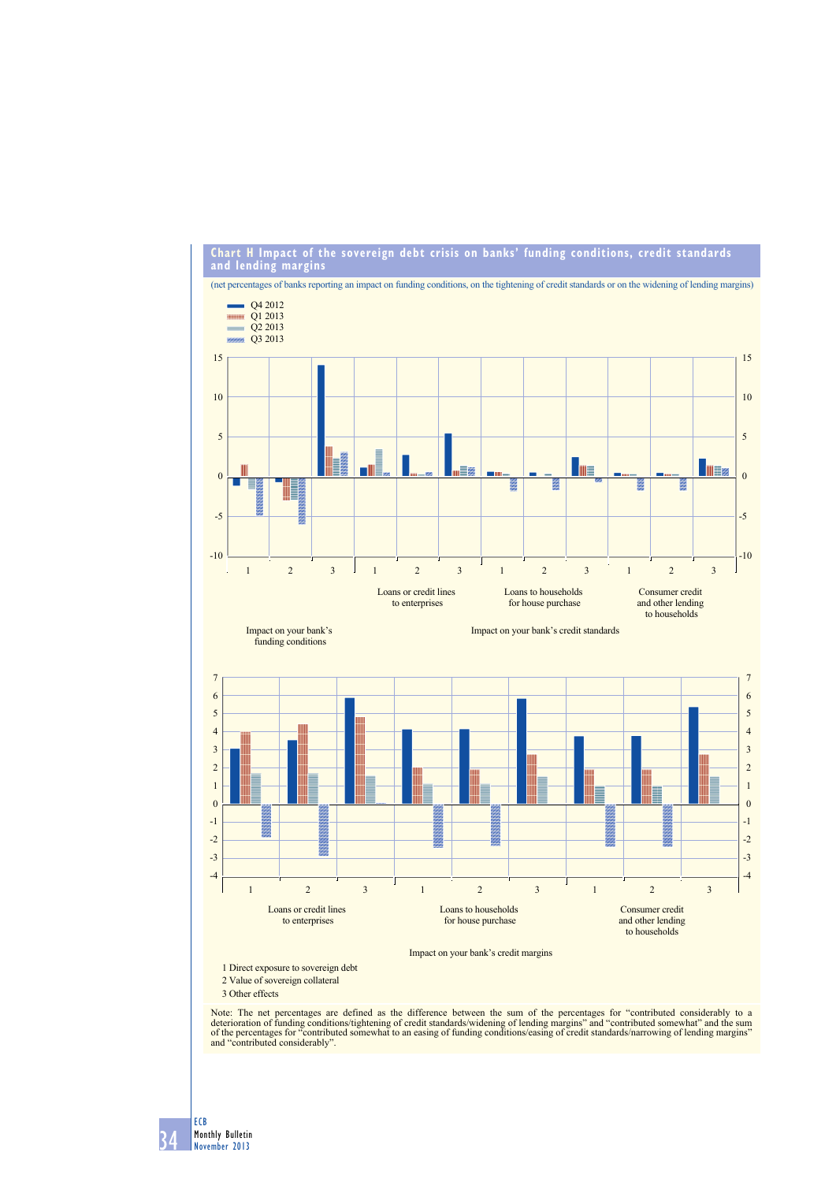**Chart H Impact of the sovereign debt crisis on banks' funding conditions, credit standards and lending margins**

(net percentages of banks reporting an impact on funding conditions, on the tightening of credit standards or on the widening of lending margins)

Q4 2012
Q1 2013
Q2 2013
Q3 2013

15
10
5
0
-5
-10

1 2 3 1 2 3 1 2 3 1 2 3

Loans or credit lines to enterprises

Loans to households for house purchase

Consumer credit and other lending to households

Impact on your bank's funding conditions

Impact on your bank's credit standards

7
6
5
4
3
2
1
0
-1
-2
-3
-4

1 2 3 1 2 3 1 2 3

Loans or credit lines to enterprises

Loans to households for house purchase

Consumer credit and other lending to households

Impact on your bank's credit margins

1 Direct exposure to sovereign debt
2 Value of sovereign collateral
3 Other effects

Note: The net percentages are defined as the difference between the sum of the percentages for "contributed considerably to a deterioration of funding conditions/tightening of credit standards/widening of lending margins" and "contributed somewhat" and the sum of the percentages for "contributed somewhat to an easing of funding conditions/easing of credit standards/narrowing of lending margins" and "contributed considerably".